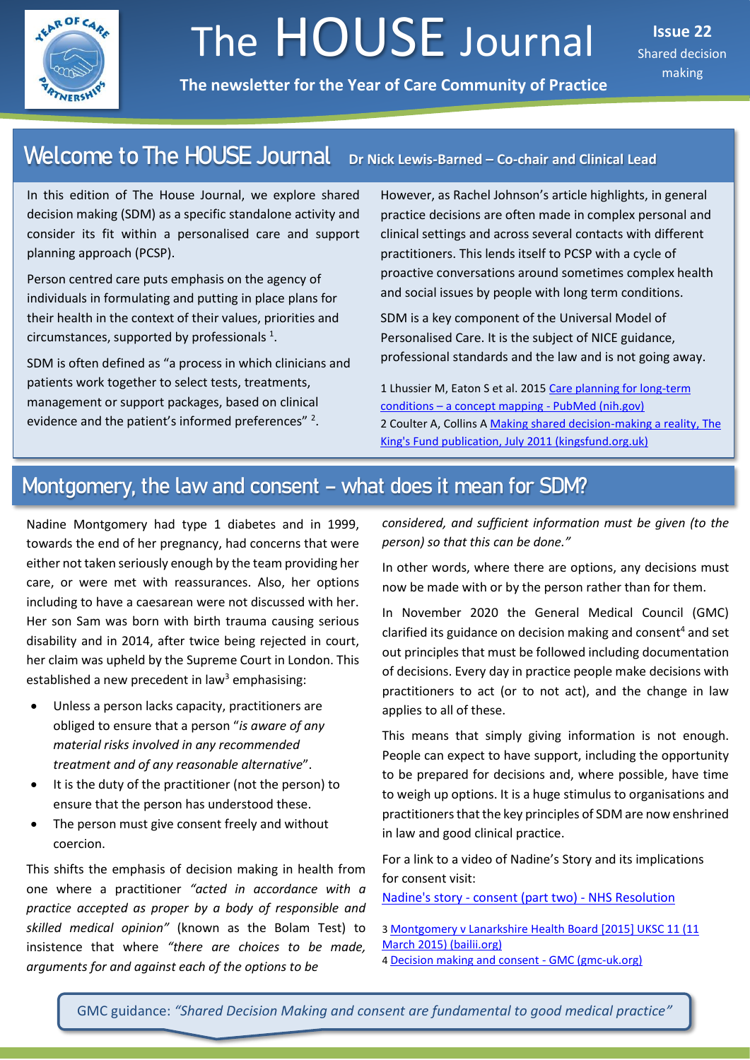# The HOUSE Journal

**Issue 22**
Shared decision making

**The newsletter for the Year of Care Community of Practice**

## Welcome to The HOUSE Journal

**Dr Nick Lewis-Barned – Co-chair and Clinical Lead**

In this edition of The House Journal, we explore shared decision making (SDM) as a specific standalone activity and consider its fit within a personalised care and support planning approach (PCSP).

Person centred care puts emphasis on the agency of individuals in formulating and putting in place plans for their health in the context of their values, priorities and circumstances, supported by professionals [1].

SDM is often defined as "a process in which clinicians and patients work together to select tests, treatments, management or support packages, based on clinical evidence and the patient's informed preferences" [2].

However, as Rachel Johnson's article highlights, in general practice decisions are often made in complex personal and clinical settings and across several contacts with different practitioners. This lends itself to PCSP with a cycle of proactive conversations around sometimes complex health and social issues by people with long term conditions.

SDM is a key component of the Universal Model of Personalised Care. It is the subject of NICE guidance, professional standards and the law and is not going away.

1 Lhussier M, Eaton S et al. 2015 Care planning for long-term conditions – a concept mapping - PubMed (nih.gov)
2 Coulter A, Collins A Making shared decision-making a reality, The King's Fund publication, July 2011 (kingsfund.org.uk)

## Montgomery, the law and consent – what does it mean for SDM?

Nadine Montgomery had type 1 diabetes and in 1999, towards the end of her pregnancy, had concerns that were either not taken seriously enough by the team providing her care, or were met with reassurances. Also, her options including to have a caesarean were not discussed with her. Her son Sam was born with birth trauma causing serious disability and in 2014, after twice being rejected in court, her claim was upheld by the Supreme Court in London. This established a new precedent in law[3] emphasising:

- Unless a person lacks capacity, practitioners are obliged to ensure that a person "*is aware of any material risks involved in any recommended treatment and of any reasonable alternative*".
- It is the duty of the practitioner (not the person) to ensure that the person has understood these.
- The person must give consent freely and without coercion.

This shifts the emphasis of decision making in health from one where a practitioner *"acted in accordance with a practice accepted as proper by a body of responsible and skilled medical opinion"* (known as the Bolam Test) to insistence that where *"there are choices to be made, arguments for and against each of the options to be considered, and sufficient information must be given (to the person) so that this can be done."*

In other words, where there are options, any decisions must now be made with or by the person rather than for them.

In November 2020 the General Medical Council (GMC) clarified its guidance on decision making and consent[4] and set out principles that must be followed including documentation of decisions. Every day in practice people make decisions with practitioners to act (or to not act), and the change in law applies to all of these.

This means that simply giving information is not enough. People can expect to have support, including the opportunity to be prepared for decisions and, where possible, have time to weigh up options. It is a huge stimulus to organisations and practitioners that the key principles of SDM are now enshrined in law and good clinical practice.

For a link to a video of Nadine's Story and its implications for consent visit:
Nadine's story - consent (part two) - NHS Resolution

3 Montgomery v Lanarkshire Health Board [2015] UKSC 11 (11 March 2015) (bailii.org)
4 Decision making and consent - GMC (gmc-uk.org)

GMC guidance: *"Shared Decision Making and consent are fundamental to good medical practice"*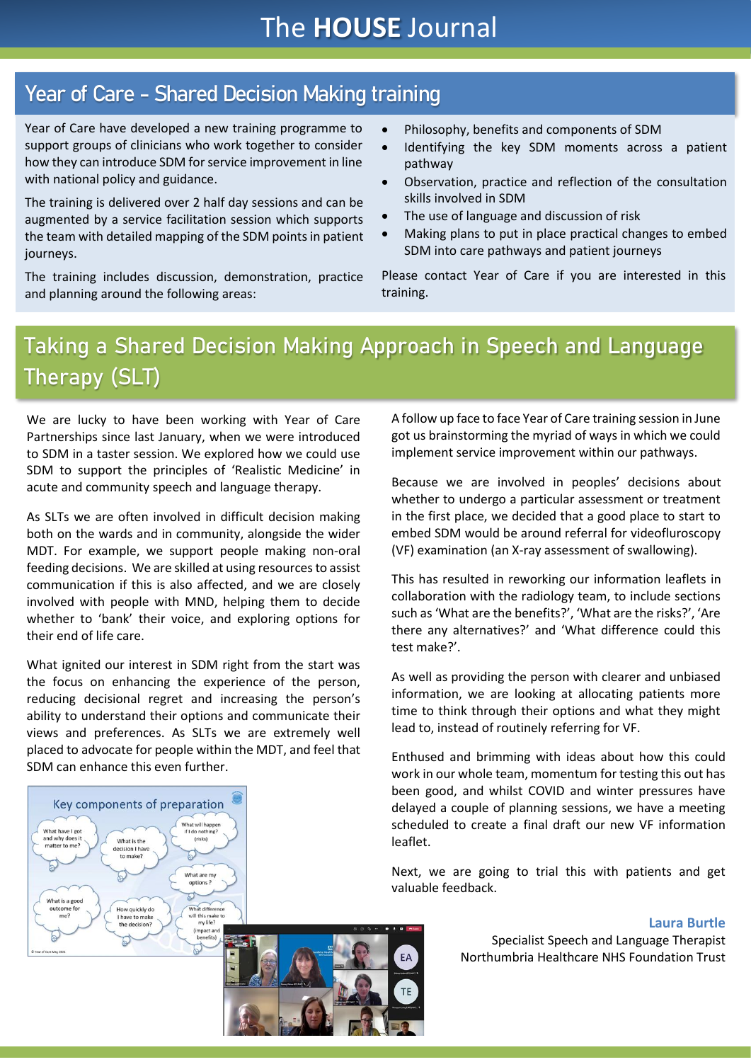## Year of Care - Shared Decision Making training

Year of Care have developed a new training programme to support groups of clinicians who work together to consider how they can introduce SDM for service improvement in line with national policy and guidance.

The training is delivered over 2 half day sessions and can be augmented by a service facilitation session which supports the team with detailed mapping of the SDM points in patient journeys.

The training includes discussion, demonstration, practice and planning around the following areas:

- Philosophy, benefits and components of SDM
- Identifying the key SDM moments across a patient pathway
- Observation, practice and reflection of the consultation skills involved in SDM
- The use of language and discussion of risk
- Making plans to put in place practical changes to embed SDM into care pathways and patient journeys

Please contact Year of Care if you are interested in this training.

## Taking a Shared Decision Making Approach in Speech and Language Therapy (SLT)

We are lucky to have been working with Year of Care Partnerships since last January, when we were introduced to SDM in a taster session. We explored how we could use SDM to support the principles of 'Realistic Medicine' in acute and community speech and language therapy.

As SLTs we are often involved in difficult decision making both on the wards and in community, alongside the wider MDT. For example, we support people making non-oral feeding decisions. We are skilled at using resources to assist communication if this is also affected, and we are closely involved with people with MND, helping them to decide whether to 'bank' their voice, and exploring options for their end of life care.

What ignited our interest in SDM right from the start was the focus on enhancing the experience of the person, reducing decisional regret and increasing the person's ability to understand their options and communicate their views and preferences. As SLTs we are extremely well placed to advocate for people within the MDT, and feel that SDM can enhance this even further.

A follow up face to face Year of Care training session in June got us brainstorming the myriad of ways in which we could implement service improvement within our pathways.

Because we are involved in peoples' decisions about whether to undergo a particular assessment or treatment in the first place, we decided that a good place to start to embed SDM would be around referral for videofluroscopy (VF) examination (an X-ray assessment of swallowing).

This has resulted in reworking our information leaflets in collaboration with the radiology team, to include sections such as 'What are the benefits?', 'What are the risks?', 'Are there any alternatives?' and 'What difference could this test make?'.

As well as providing the person with clearer and unbiased information, we are looking at allocating patients more time to think through their options and what they might lead to, instead of routinely referring for VF.

Enthused and brimming with ideas about how this could work in our whole team, momentum for testing this out has been good, and whilst COVID and winter pressures have delayed a couple of planning sessions, we have a meeting scheduled to create a final draft our new VF information leaflet.

Next, we are going to trial this with patients and get valuable feedback.

**Laura Burtle**
Specialist Speech and Language Therapist
Northumbria Healthcare NHS Foundation Trust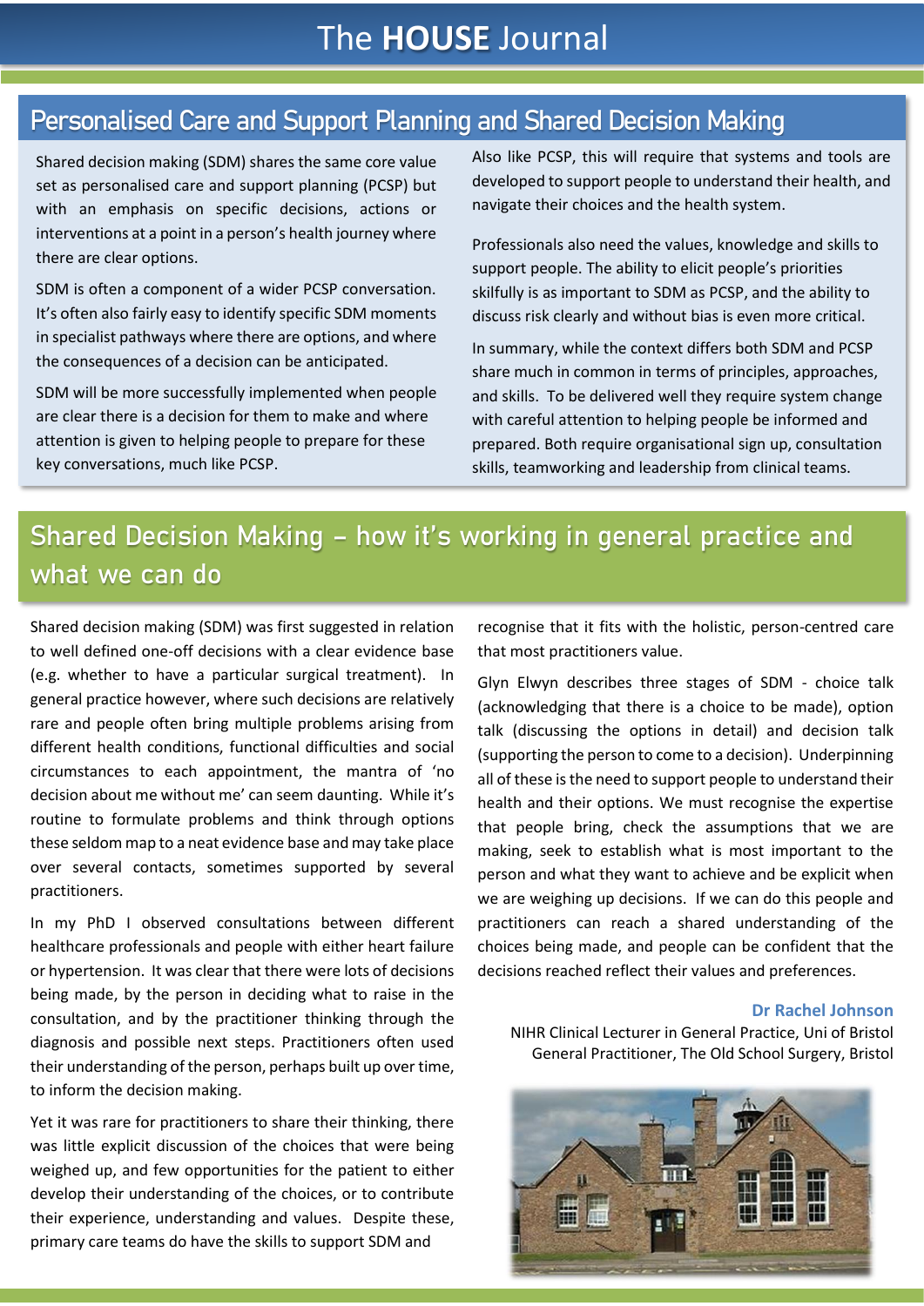## Personalised Care and Support Planning and Shared Decision Making

Shared decision making (SDM) shares the same core value set as personalised care and support planning (PCSP) but with an emphasis on specific decisions, actions or interventions at a point in a person's health journey where there are clear options.

SDM is often a component of a wider PCSP conversation. It's often also fairly easy to identify specific SDM moments in specialist pathways where there are options, and where the consequences of a decision can be anticipated.

SDM will be more successfully implemented when people are clear there is a decision for them to make and where attention is given to helping people to prepare for these key conversations, much like PCSP.

Also like PCSP, this will require that systems and tools are developed to support people to understand their health, and navigate their choices and the health system.

Professionals also need the values, knowledge and skills to support people. The ability to elicit people's priorities skilfully is as important to SDM as PCSP, and the ability to discuss risk clearly and without bias is even more critical.

In summary, while the context differs both SDM and PCSP share much in common in terms of principles, approaches, and skills. To be delivered well they require system change with careful attention to helping people be informed and prepared. Both require organisational sign up, consultation skills, teamworking and leadership from clinical teams.

## Shared Decision Making – how it's working in general practice and what we can do

Shared decision making (SDM) was first suggested in relation to well defined one-off decisions with a clear evidence base (e.g. whether to have a particular surgical treatment). In general practice however, where such decisions are relatively rare and people often bring multiple problems arising from different health conditions, functional difficulties and social circumstances to each appointment, the mantra of 'no decision about me without me' can seem daunting. While it's routine to formulate problems and think through options these seldom map to a neat evidence base and may take place over several contacts, sometimes supported by several practitioners.

In my PhD I observed consultations between different healthcare professionals and people with either heart failure or hypertension. It was clear that there were lots of decisions being made, by the person in deciding what to raise in the consultation, and by the practitioner thinking through the diagnosis and possible next steps. Practitioners often used their understanding of the person, perhaps built up over time, to inform the decision making.

Yet it was rare for practitioners to share their thinking, there was little explicit discussion of the choices that were being weighed up, and few opportunities for the patient to either develop their understanding of the choices, or to contribute their experience, understanding and values. Despite these, primary care teams do have the skills to support SDM and recognise that it fits with the holistic, person-centred care that most practitioners value.

Glyn Elwyn describes three stages of SDM - choice talk (acknowledging that there is a choice to be made), option talk (discussing the options in detail) and decision talk (supporting the person to come to a decision). Underpinning all of these is the need to support people to understand their health and their options. We must recognise the expertise that people bring, check the assumptions that we are making, seek to establish what is most important to the person and what they want to achieve and be explicit when we are weighing up decisions. If we can do this people and practitioners can reach a shared understanding of the choices being made, and people can be confident that the decisions reached reflect their values and preferences.

**Dr Rachel Johnson**

NIHR Clinical Lecturer in General Practice, Uni of Bristol
General Practitioner, The Old School Surgery, Bristol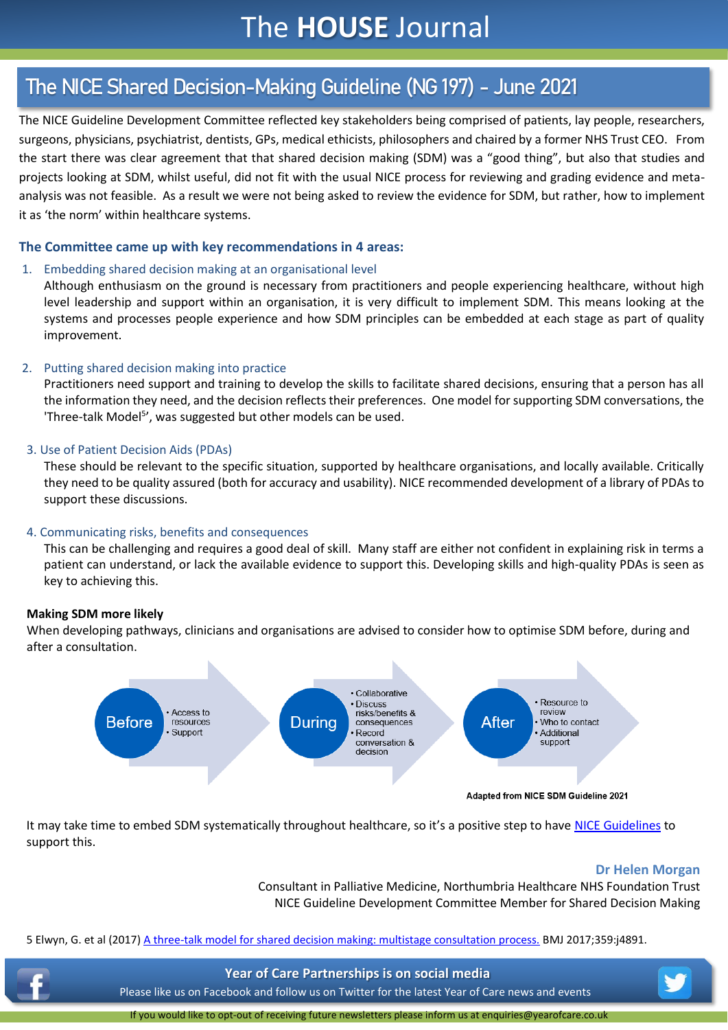## The NICE Shared Decision-Making Guideline (NG 197) - June 2021

The NICE Guideline Development Committee reflected key stakeholders being comprised of patients, lay people, researchers, surgeons, physicians, psychiatrist, dentists, GPs, medical ethicists, philosophers and chaired by a former NHS Trust CEO. From the start there was clear agreement that that shared decision making (SDM) was a "good thing", but also that studies and projects looking at SDM, whilst useful, did not fit with the usual NICE process for reviewing and grading evidence and meta-analysis was not feasible. As a result we were not being asked to review the evidence for SDM, but rather, how to implement it as 'the norm' within healthcare systems.

### The Committee came up with key recommendations in 4 areas:

1. Embedding shared decision making at an organisational level
   Although enthusiasm on the ground is necessary from practitioners and people experiencing healthcare, without high level leadership and support within an organisation, it is very difficult to implement SDM. This means looking at the systems and processes people experience and how SDM principles can be embedded at each stage as part of quality improvement.

2. Putting shared decision making into practice
   Practitioners need support and training to develop the skills to facilitate shared decisions, ensuring that a person has all the information they need, and the decision reflects their preferences. One model for supporting SDM conversations, the 'Three-talk Model[5]', was suggested but other models can be used.

3. Use of Patient Decision Aids (PDAs)
   These should be relevant to the specific situation, supported by healthcare organisations, and locally available. Critically they need to be quality assured (both for accuracy and usability). NICE recommended development of a library of PDAs to support these discussions.

4. Communicating risks, benefits and consequences
   This can be challenging and requires a good deal of skill. Many staff are either not confident in explaining risk in terms a patient can understand, or lack the available evidence to support this. Developing skills and high-quality PDAs is seen as key to achieving this.

**Making SDM more likely**

When developing pathways, clinicians and organisations are advised to consider how to optimise SDM before, during and after a consultation.

Before
- Access to resources
- Support

During
- Collaborative
- Discuss risks/benefits & consequences
- Record conversation & decision

After
- Resource to review
- Who to contact
- Additional support

Adapted from NICE SDM Guideline 2021

It may take time to embed SDM systematically throughout healthcare, so it's a positive step to have NICE Guidelines to support this.

**Dr Helen Morgan**
Consultant in Palliative Medicine, Northumbria Healthcare NHS Foundation Trust
NICE Guideline Development Committee Member for Shared Decision Making

5 Elwyn, G. et al (2017) A three-talk model for shared decision making: multistage consultation process. BMJ 2017;359:j4891.

**Year of Care Partnerships is on social media**
Please like us on Facebook and follow us on Twitter for the latest Year of Care news and events

If you would like to opt-out of receiving future newsletters please inform us at enquiries@yearofcare.co.uk